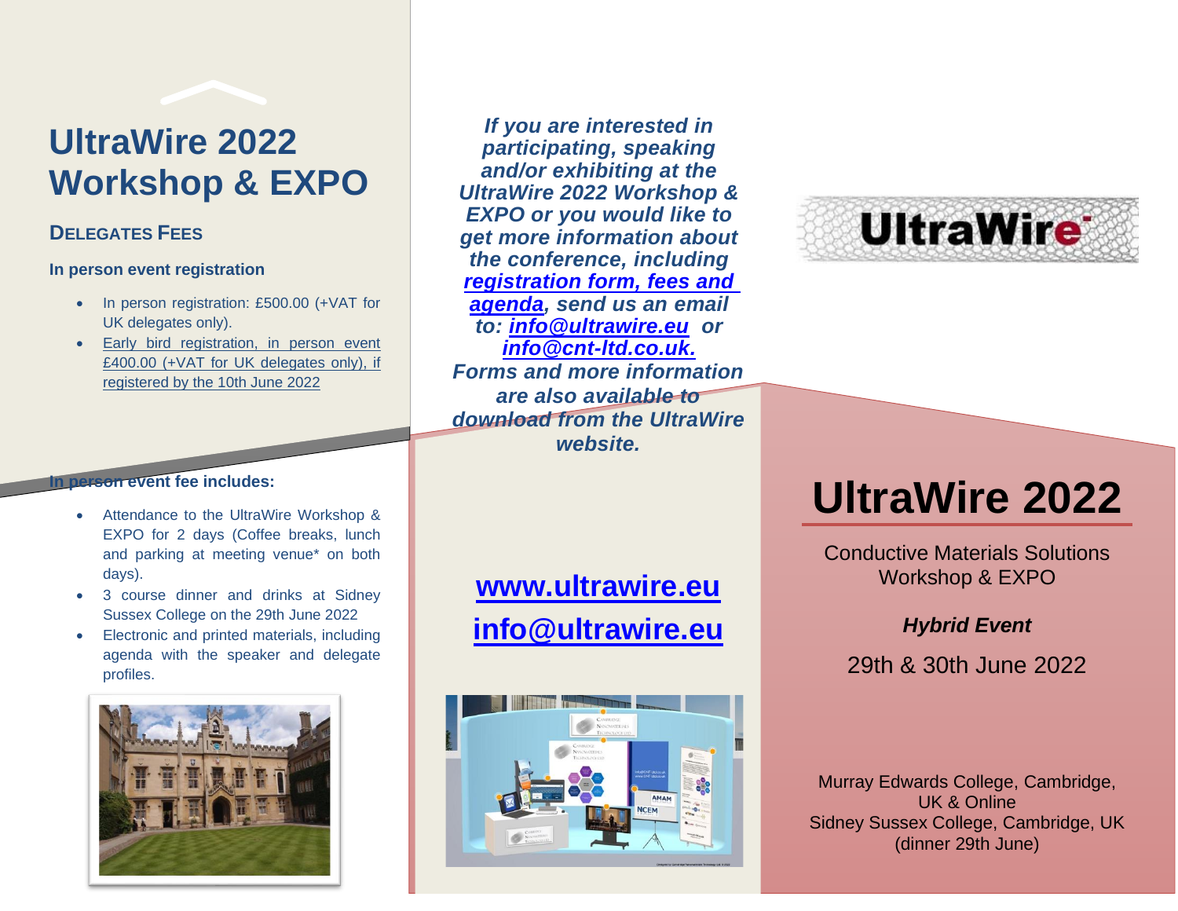# UltraWire 2022 Workshop & EXPO

## DELEGATES FEES

**In person event registration**

- In person registration: £500.00 (+VAT for UK delegates only).
- Early bird registration, in person event £400.00 (+VAT for UK delegates only), if registered by the 10th June 2022

**In person event fee includes:**

- Attendance to the UltraWire Workshop & EXPO for 2 days (Coffee breaks, lunch and parking at meeting venue* on both days).
- 3 course dinner and drinks at Sidney Sussex College on the 29th June 2022
- Electronic and printed materials, including agenda with the speaker and delegate profiles.

***If you are interested in participating, speaking and/or exhibiting at the UltraWire 2022 Workshop & EXPO or you would like to get more information about the conference, including registration form, fees and agenda, send us an email to: info@ultrawire.eu or info@cnt-ltd.co.uk. Forms and more information are also available to download from the UltraWire website.***

**www.ultrawire.eu**

**info@ultrawire.eu**

UltraWire

# UltraWire 2022

Conductive Materials Solutions Workshop & EXPO

***Hybrid Event***

29th & 30th June 2022

Murray Edwards College, Cambridge, UK & Online
Sidney Sussex College, Cambridge, UK (dinner 29th June)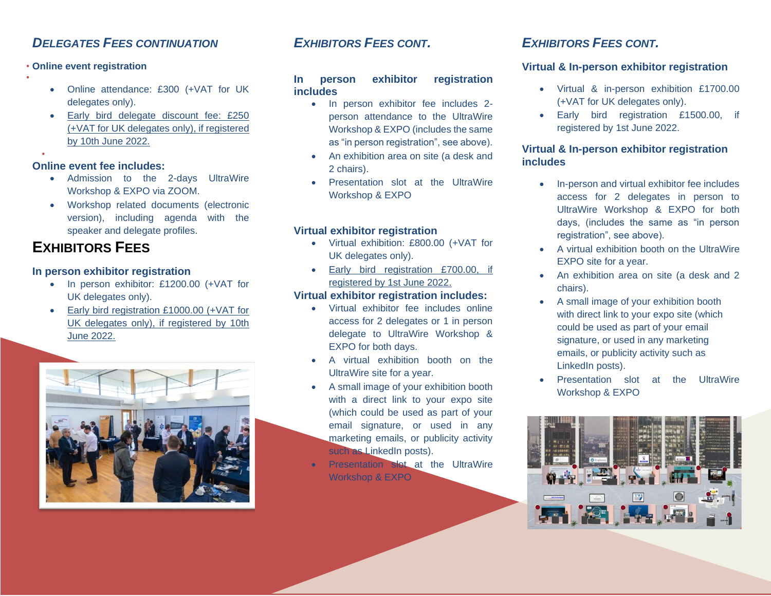## *Delegates Fees continuation*

- **Online event registration**

  - Online attendance: £300 (+VAT for UK delegates only).
  - Early bird delegate discount fee: £250 (+VAT for UK delegates only), if registered by 10th June 2022.

### Online event fee includes:

- Admission to the 2-days UltraWire Workshop & EXPO via ZOOM.
- Workshop related documents (electronic version), including agenda with the speaker and delegate profiles.

## Exhibitors Fees

### In person exhibitor registration

- In person exhibitor: £1200.00 (+VAT for UK delegates only).
- Early bird registration £1000.00 (+VAT for UK delegates only), if registered by 10th June 2022.

## *Exhibitors Fees cont.*

### In person exhibitor registration includes

- In person exhibitor fee includes 2-person attendance to the UltraWire Workshop & EXPO (includes the same as "in person registration", see above).
- An exhibition area on site (a desk and 2 chairs).
- Presentation slot at the UltraWire Workshop & EXPO

### Virtual exhibitor registration

- Virtual exhibition: £800.00 (+VAT for UK delegates only).
- Early bird registration £700.00, if registered by 1st June 2022.

### Virtual exhibitor registration includes:

- Virtual exhibitor fee includes online access for 2 delegates or 1 in person delegate to UltraWire Workshop & EXPO for both days.
- A virtual exhibition booth on the UltraWire site for a year.
- A small image of your exhibition booth with a direct link to your expo site (which could be used as part of your email signature, or used in any marketing emails, or publicity activity such as LinkedIn posts).
- Presentation slot at the UltraWire Workshop & EXPO

## *Exhibitors Fees cont.*

### Virtual & In-person exhibitor registration

- Virtual & in-person exhibition £1700.00 (+VAT for UK delegates only).
- Early bird registration £1500.00, if registered by 1st June 2022.

### Virtual & In-person exhibitor registration includes

- In-person and virtual exhibitor fee includes access for 2 delegates in person to UltraWire Workshop & EXPO for both days, (includes the same as "in person registration", see above).
- A virtual exhibition booth on the UltraWire EXPO site for a year.
- An exhibition area on site (a desk and 2 chairs).
- A small image of your exhibition booth with direct link to your expo site (which could be used as part of your email signature, or used in any marketing emails, or publicity activity such as LinkedIn posts).
- Presentation slot at the UltraWire Workshop & EXPO